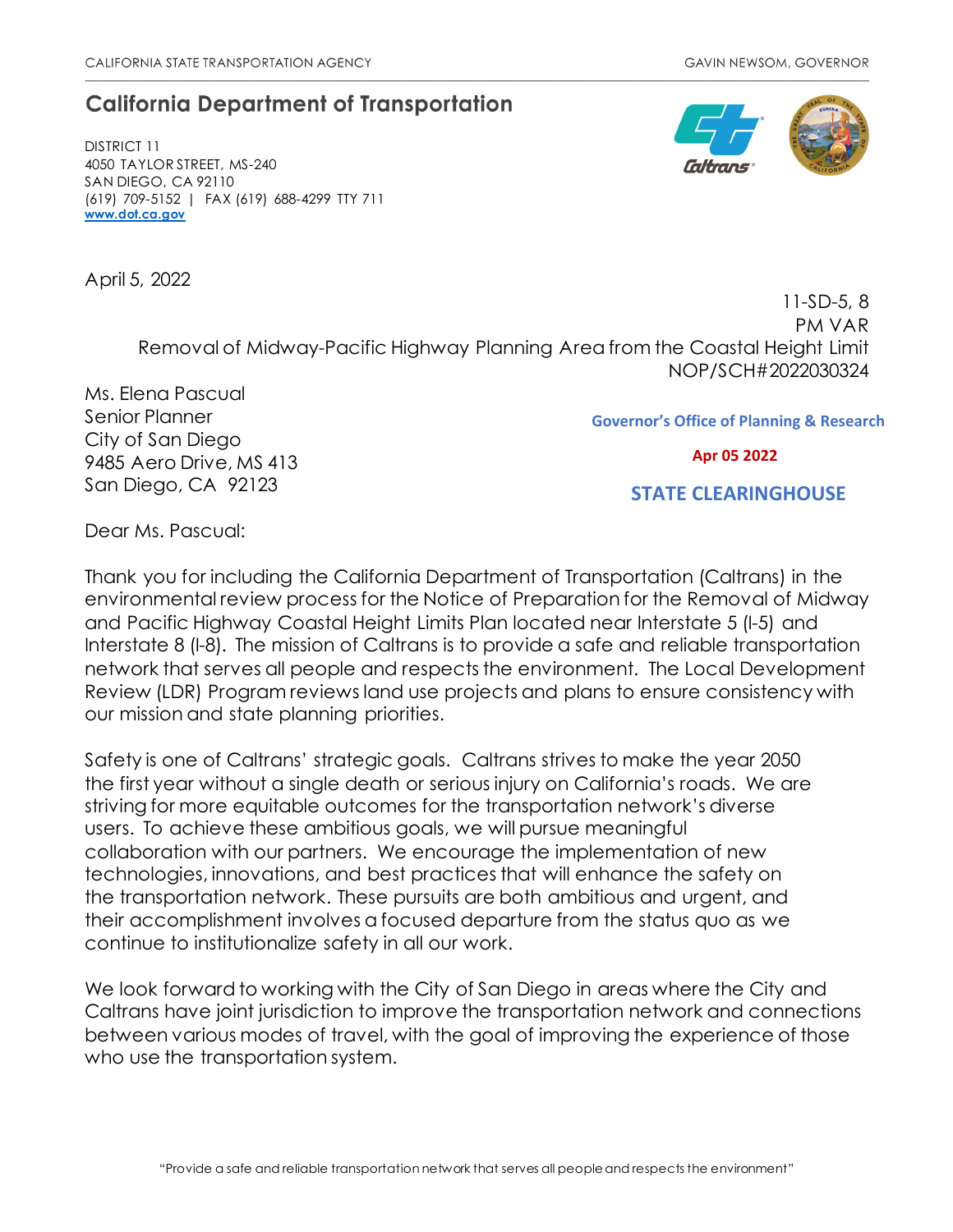CALIFORNIA STATE TRANSPORTATION AGENCY GAVIN NEWSOM, GOVERNOR

## California Department of Transportation

DISTRICT 11
4050 TAYLOR STREET, MS-240
SAN DIEGO, CA 92110
(619) 709-5152 | FAX (619) 688-4299 TTY 711
**www.dot.ca.gov**

April 5, 2022

11-SD-5, 8
PM VAR
Removal of Midway-Pacific Highway Planning Area from the Coastal Height Limit
NOP/SCH#2022030324

Ms. Elena Pascual
Senior Planner
City of San Diego
9485 Aero Drive, MS 413
San Diego, CA 92123

**Governor's Office of Planning & Research**

**Apr 05 2022**

**STATE CLEARINGHOUSE**

Dear Ms. Pascual:

Thank you for including the California Department of Transportation (Caltrans) in the environmental review process for the Notice of Preparation for the Removal of Midway and Pacific Highway Coastal Height Limits Plan located near Interstate 5 (I-5) and Interstate 8 (I-8). The mission of Caltrans is to provide a safe and reliable transportation network that serves all people and respects the environment. The Local Development Review (LDR) Program reviews land use projects and plans to ensure consistency with our mission and state planning priorities.

Safety is one of Caltrans' strategic goals. Caltrans strives to make the year 2050 the first year without a single death or serious injury on California's roads. We are striving for more equitable outcomes for the transportation network's diverse users. To achieve these ambitious goals, we will pursue meaningful collaboration with our partners. We encourage the implementation of new technologies, innovations, and best practices that will enhance the safety on the transportation network. These pursuits are both ambitious and urgent, and their accomplishment involves a focused departure from the status quo as we continue to institutionalize safety in all our work.

We look forward to working with the City of San Diego in areas where the City and Caltrans have joint jurisdiction to improve the transportation network and connections between various modes of travel, with the goal of improving the experience of those who use the transportation system.

"Provide a safe and reliable transportation network that serves all people and respects the environment"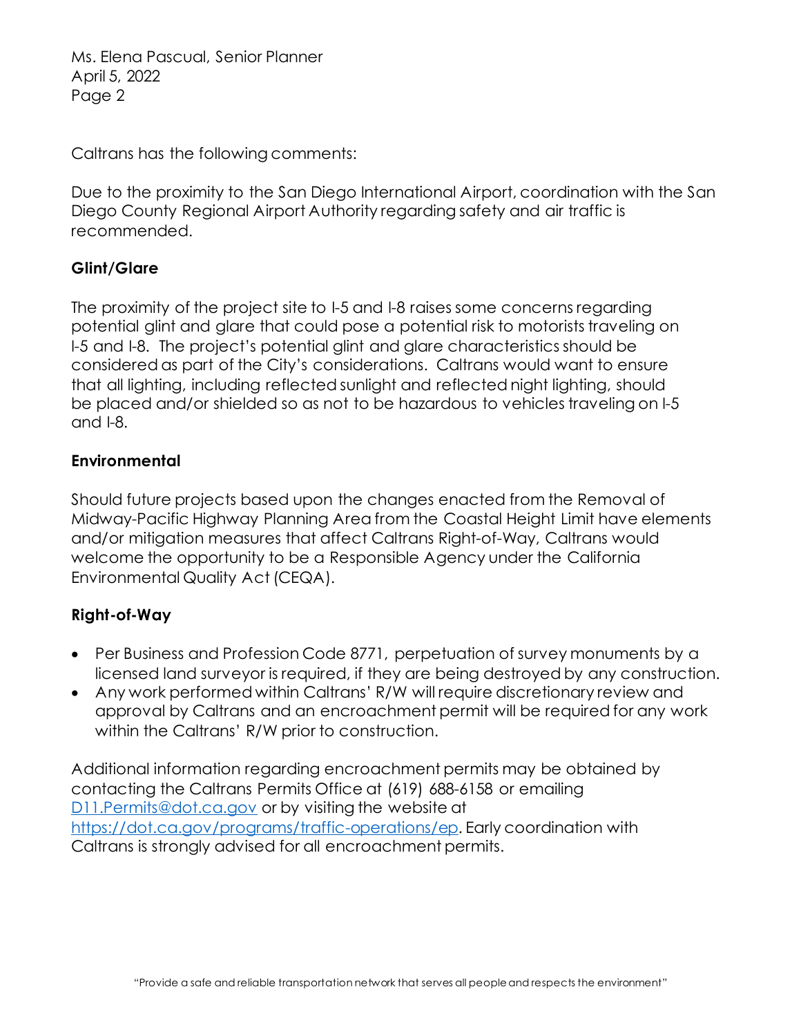Caltrans has the following comments:

Due to the proximity to the San Diego International Airport, coordination with the San Diego County Regional Airport Authority regarding safety and air traffic is recommended.

**Glint/Glare**

The proximity of the project site to I-5 and I-8 raises some concerns regarding potential glint and glare that could pose a potential risk to motorists traveling on I-5 and I-8. The project's potential glint and glare characteristics should be considered as part of the City's considerations. Caltrans would want to ensure that all lighting, including reflected sunlight and reflected night lighting, should be placed and/or shielded so as not to be hazardous to vehicles traveling on I-5 and I-8.

**Environmental**

Should future projects based upon the changes enacted from the Removal of Midway-Pacific Highway Planning Area from the Coastal Height Limit have elements and/or mitigation measures that affect Caltrans Right-of-Way, Caltrans would welcome the opportunity to be a Responsible Agency under the California Environmental Quality Act (CEQA).

**Right-of-Way**

- Per Business and Profession Code 8771, perpetuation of survey monuments by a licensed land surveyor is required, if they are being destroyed by any construction.
- Any work performed within Caltrans' R/W will require discretionary review and approval by Caltrans and an encroachment permit will be required for any work within the Caltrans' R/W prior to construction.

Additional information regarding encroachment permits may be obtained by contacting the Caltrans Permits Office at (619) 688-6158 or emailing [D11.Permits@dot.ca.gov](mailto:D11.Permits@dot.ca.gov) or by visiting the website at [https://dot.ca.gov/programs/traffic-operations/ep](https://dot.ca.gov/programs/traffic-operations/ep). Early coordination with Caltrans is strongly advised for all encroachment permits.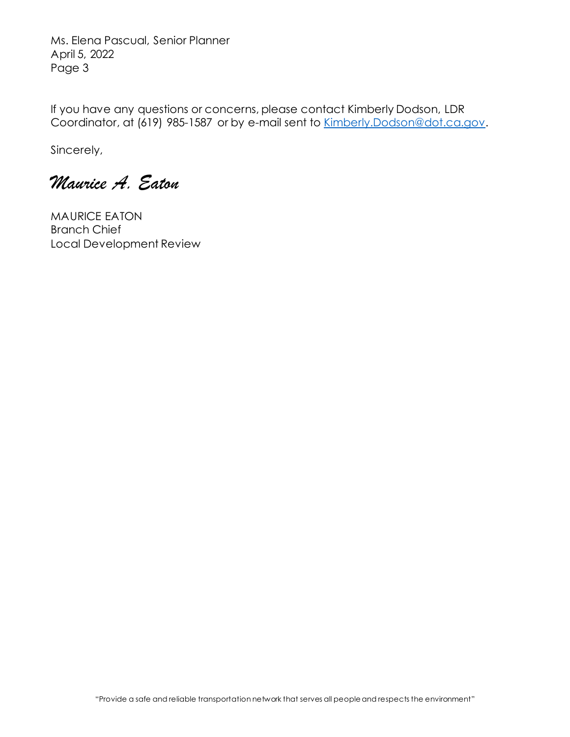Ms. Elena Pascual, Senior Planner
April 5, 2022
Page 3

If you have any questions or concerns, please contact Kimberly Dodson, LDR Coordinator, at (619) 985-1587 or by e-mail sent to [Kimberly.Dodson@dot.ca.gov](mailto:Kimberly.Dodson@dot.ca.gov).

Sincerely,

*Maurice A. Eaton*

MAURICE EATON
Branch Chief
Local Development Review

"Provide a safe and reliable transportation network that serves all people and respects the environment"